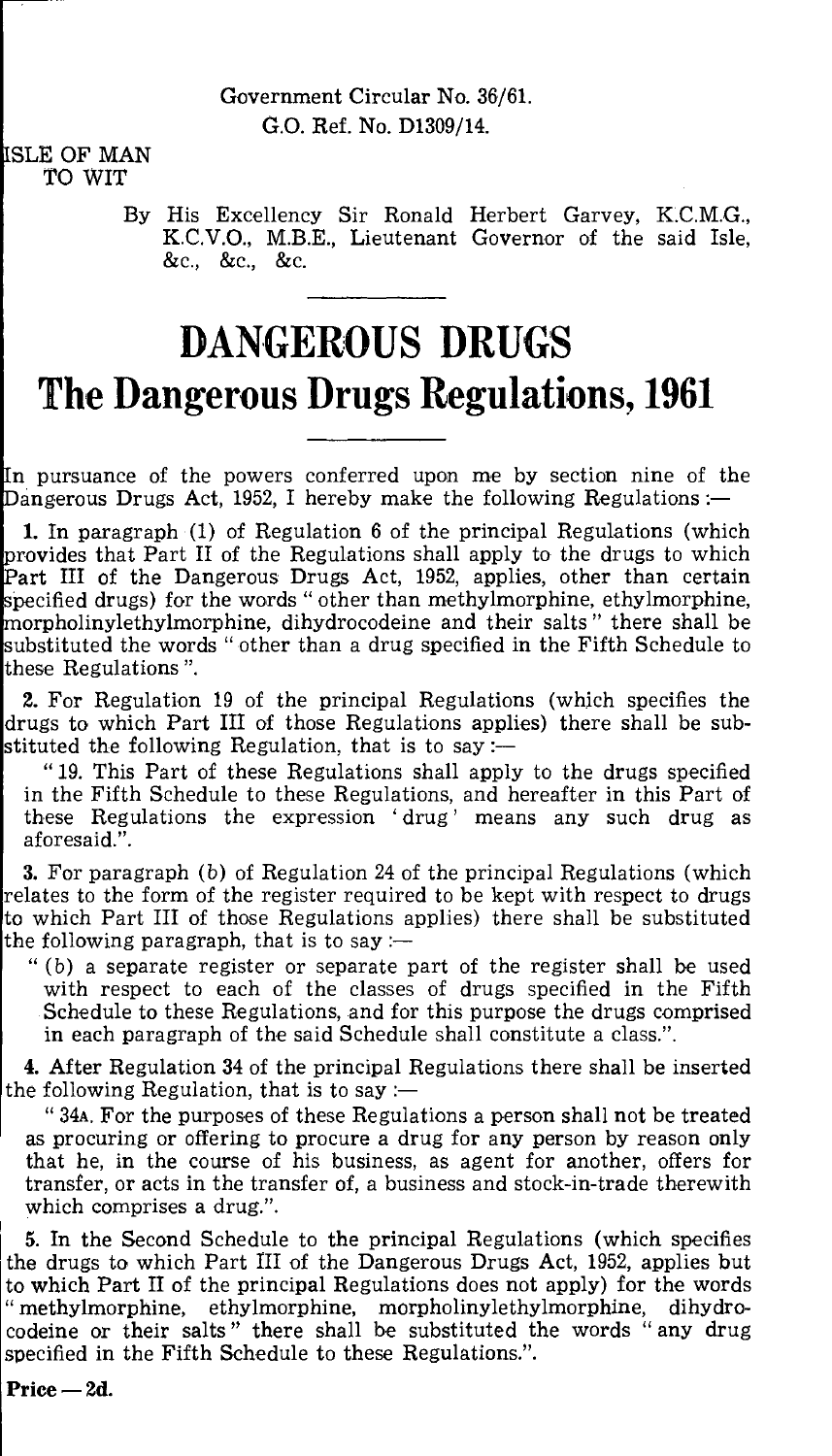Government Circular No. 36/61.
G.O. Ref. No. D1309/14.

ISLE OF MAN
TO WIT

By His Excellency Sir Ronald Herbert Garvey, K.C.M.G., K.C.V.O., M.B.E., Lieutenant Governor of the said Isle, &c., &c., &c.

# DANGEROUS DRUGS

# The Dangerous Drugs Regulations, 1961

In pursuance of the powers conferred upon me by section nine of the Dangerous Drugs Act, 1952, I hereby make the following Regulations :—

**1.** In paragraph (1) of Regulation 6 of the principal Regulations (which provides that Part II of the Regulations shall apply to the drugs to which Part III of the Dangerous Drugs Act, 1952, applies, other than certain specified drugs) for the words " other than methylmorphine, ethylmorphine, morpholinylethylmorphine, dihydrocodeine and their salts " there shall be substituted the words " other than a drug specified in the Fifth Schedule to these Regulations ".

**2.** For Regulation 19 of the principal Regulations (which specifies the drugs to which Part III of those Regulations applies) there shall be substituted the following Regulation, that is to say :—

" 19. This Part of these Regulations shall apply to the drugs specified in the Fifth Schedule to these Regulations, and hereafter in this Part of these Regulations the expression 'drug' means any such drug as aforesaid.".

**3.** For paragraph (*b*) of Regulation 24 of the principal Regulations (which relates to the form of the register required to be kept with respect to drugs to which Part III of those Regulations applies) there shall be substituted the following paragraph, that is to say :—

" (*b*) a separate register or separate part of the register shall be used with respect to each of the classes of drugs specified in the Fifth Schedule to these Regulations, and for this purpose the drugs comprised in each paragraph of the said Schedule shall constitute a class.".

**4.** After Regulation 34 of the principal Regulations there shall be inserted the following Regulation, that is to say :—

" 34A. For the purposes of these Regulations a person shall not be treated as procuring or offering to procure a drug for any person by reason only that he, in the course of his business, as agent for another, offers for transfer, or acts in the transfer of, a business and stock-in-trade therewith which comprises a drug.".

**5.** In the Second Schedule to the principal Regulations (which specifies the drugs to which Part III of the Dangerous Drugs Act, 1952, applies but to which Part II of the principal Regulations does not apply) for the words " methylmorphine, ethylmorphine, morpholinylethylmorphine, dihydrocodeine or their salts " there shall be substituted the words " any drug specified in the Fifth Schedule to these Regulations.".

**Price — 2d.**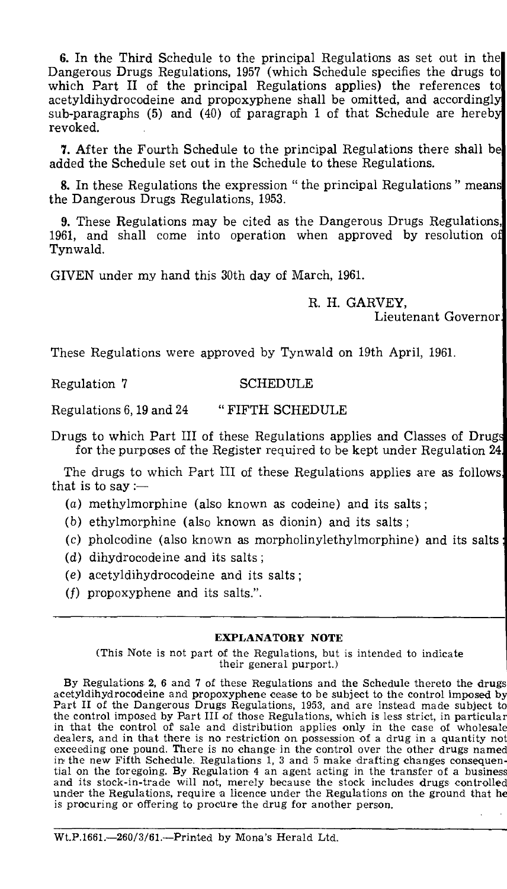**6.** In the Third Schedule to the principal Regulations as set out in the Dangerous Drugs Regulations, 1957 (which Schedule specifies the drugs to which Part II of the principal Regulations applies) the references to acetyldihydrocodeine and propoxyphene shall be omitted, and accordingly sub-paragraphs (5) and (40) of paragraph 1 of that Schedule are hereby revoked.

**7.** After the Fourth Schedule to the principal Regulations there shall be added the Schedule set out in the Schedule to these Regulations.

**8.** In these Regulations the expression " the principal Regulations " means the Dangerous Drugs Regulations, 1953.

**9.** These Regulations may be cited as the Dangerous Drugs Regulations, 1961, and shall come into operation when approved by resolution of Tynwald.

GIVEN under my hand this 30th day of March, 1961.

R. H. GARVEY,
Lieutenant Governor.

These Regulations were approved by Tynwald on 19th April, 1961.

Regulation 7 SCHEDULE

Regulations 6, 19 and 24 " FIFTH SCHEDULE

Drugs to which Part III of these Regulations applies and Classes of Drugs for the purposes of the Register required to be kept under Regulation 24.

The drugs to which Part III of these Regulations applies are as follows, that is to say :—

(*a*) methylmorphine (also known as codeine) and its salts ;

(*b*) ethylmorphine (also known as dionin) and its salts ;

(*c*) pholcodine (also known as morpholinylethylmorphine) and its salts ;

(*d*) dihydrocodeine and its salts ;

(*e*) acetyldihydrocodeine and its salts ;

(*f*) propoxyphene and its salts.".

---

**EXPLANATORY NOTE**

(This Note is not part of the Regulations, but is intended to indicate their general purport.)

By Regulations 2, 6 and 7 of these Regulations and the Schedule thereto the drugs acetyldihydrocodeine and propoxyphene cease to be subject to the control imposed by Part II of the Dangerous Drugs Regulations, 1953, and are instead made subject to the control imposed by Part III of those Regulations, which is less strict, in particular in that the control of sale and distribution applies only in the case of wholesale dealers, and in that there is no restriction on possession of a drug in a quantity not exceeding one pound. There is no change in the control over the other drugs named in the new Fifth Schedule. Regulations 1, 3 and 5 make drafting changes consequential on the foregoing. By Regulation 4 an agent acting in the transfer of a business and its stock-in-trade will not, merely because the stock includes drugs controlled under the Regulations, require a licence under the Regulations on the ground that he is procuring or offering to procure the drug for another person.

---

Wt.P.1661.—260/3/61.—Printed by Mona's Herald Ltd.